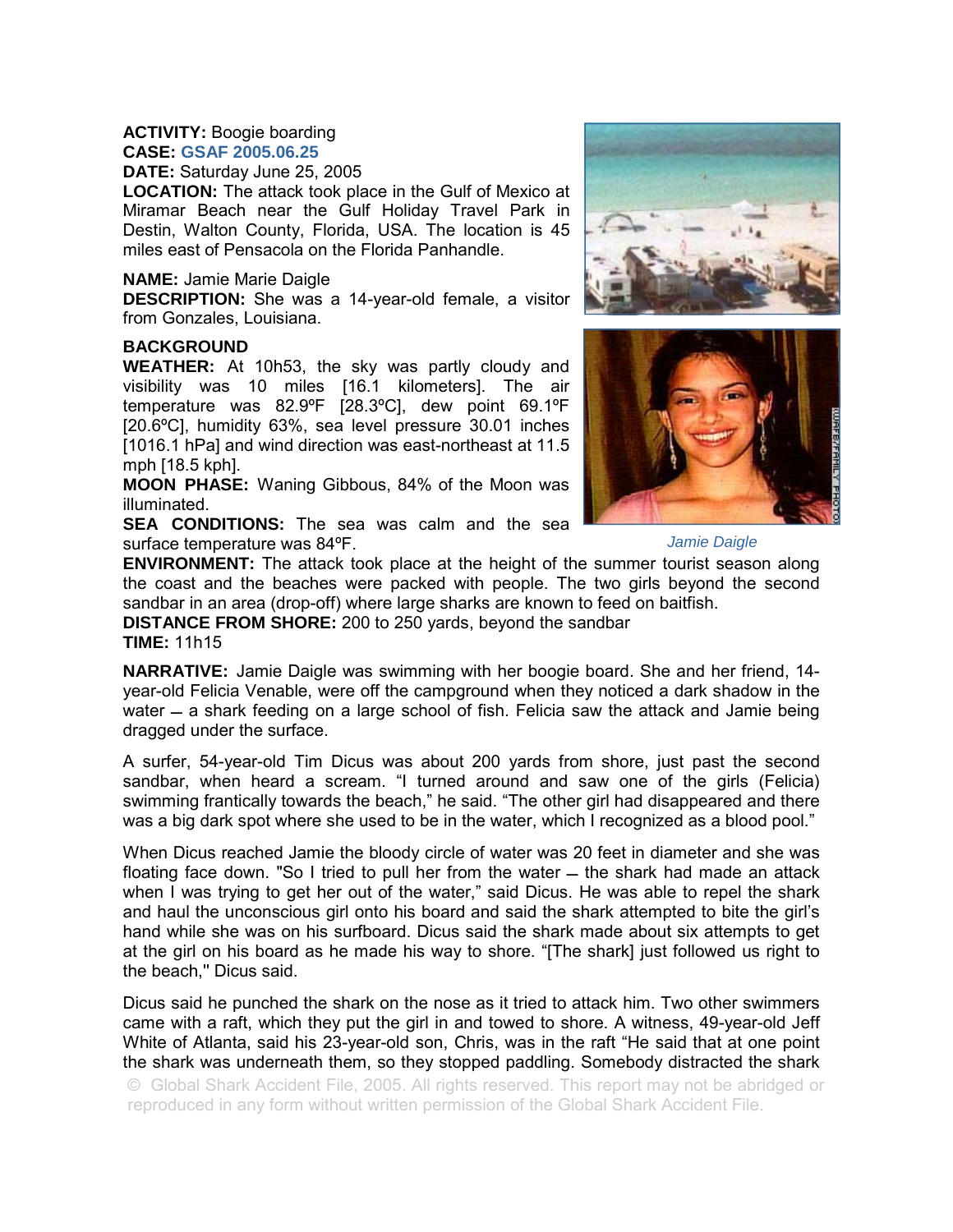**ACTIVITY:** Boogie boarding
**CASE:** GSAF 2005.06.25
**DATE:** Saturday June 25, 2005
**LOCATION:** The attack took place in the Gulf of Mexico at Miramar Beach near the Gulf Holiday Travel Park in Destin, Walton County, Florida, USA. The location is 45 miles east of Pensacola on the Florida Panhandle.

**NAME:** Jamie Marie Daigle
**DESCRIPTION:** She was a 14-year-old female, a visitor from Gonzales, Louisiana.

**BACKGROUND**
**WEATHER:** At 10h53, the sky was partly cloudy and visibility was 10 miles [16.1 kilometers]. The air temperature was 82.9ºF [28.3ºC], dew point 69.1ºF [20.6ºC], humidity 63%, sea level pressure 30.01 inches [1016.1 hPa] and wind direction was east-northeast at 11.5 mph [18.5 kph].
**MOON PHASE:** Waning Gibbous, 84% of the Moon was illuminated.
**SEA CONDITIONS:** The sea was calm and the sea surface temperature was 84ºF.
**ENVIRONMENT:** The attack took place at the height of the summer tourist season along the coast and the beaches were packed with people. The two girls beyond the second sandbar in an area (drop-off) where large sharks are known to feed on baitfish.
**DISTANCE FROM SHORE:** 200 to 250 yards, beyond the sandbar
**TIME:** 11h15

*Jamie Daigle*

**NARRATIVE:** Jamie Daigle was swimming with her boogie board. She and her friend, 14-year-old Felicia Venable, were off the campground when they noticed a dark shadow in the water – a shark feeding on a large school of fish. Felicia saw the attack and Jamie being dragged under the surface.

A surfer, 54-year-old Tim Dicus was about 200 yards from shore, just past the second sandbar, when heard a scream. "I turned around and saw one of the girls (Felicia) swimming frantically towards the beach," he said. "The other girl had disappeared and there was a big dark spot where she used to be in the water, which I recognized as a blood pool."

When Dicus reached Jamie the bloody circle of water was 20 feet in diameter and she was floating face down. "So I tried to pull her from the water – the shark had made an attack when I was trying to get her out of the water," said Dicus. He was able to repel the shark and haul the unconscious girl onto his board and said the shark attempted to bite the girl's hand while she was on his surfboard. Dicus said the shark made about six attempts to get at the girl on his board as he made his way to shore. "[The shark] just followed us right to the beach," Dicus said.

Dicus said he punched the shark on the nose as it tried to attack him. Two other swimmers came with a raft, which they put the girl in and towed to shore. A witness, 49-year-old Jeff White of Atlanta, said his 23-year-old son, Chris, was in the raft "He said that at one point the shark was underneath them, so they stopped paddling. Somebody distracted the shark

© Global Shark Accident File, 2005. All rights reserved. This report may not be abridged or reproduced in any form without written permission of the Global Shark Accident File.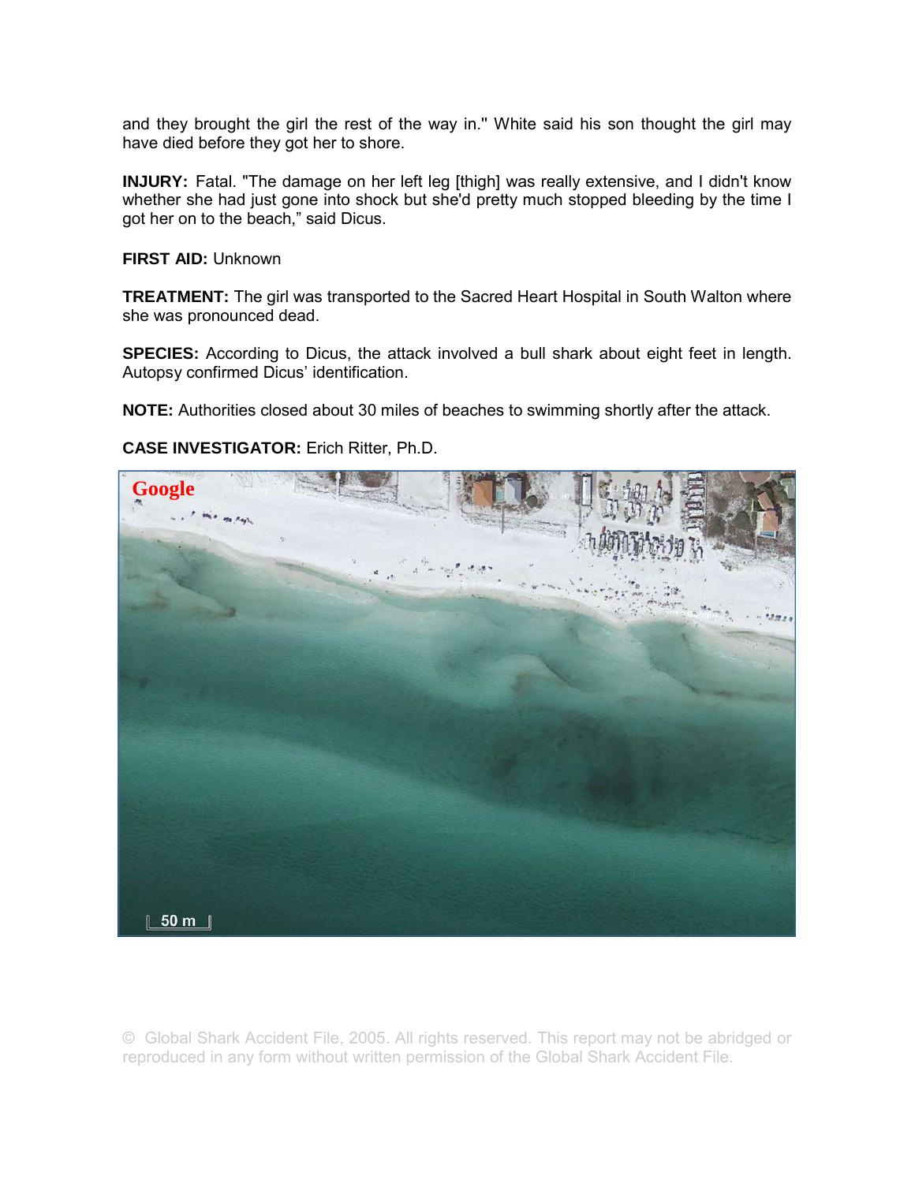and they brought the girl the rest of the way in." White said his son thought the girl may have died before they got her to shore.

**INJURY:** Fatal. "The damage on her left leg [thigh] was really extensive, and I didn't know whether she had just gone into shock but she'd pretty much stopped bleeding by the time I got her on to the beach," said Dicus.

**FIRST AID:** Unknown

**TREATMENT:** The girl was transported to the Sacred Heart Hospital in South Walton where she was pronounced dead.

**SPECIES:** According to Dicus, the attack involved a bull shark about eight feet in length. Autopsy confirmed Dicus' identification.

**NOTE:** Authorities closed about 30 miles of beaches to swimming shortly after the attack.

**CASE INVESTIGATOR:** Erich Ritter, Ph.D.

Google

50 m

© Global Shark Accident File, 2005. All rights reserved. This report may not be abridged or reproduced in any form without written permission of the Global Shark Accident File.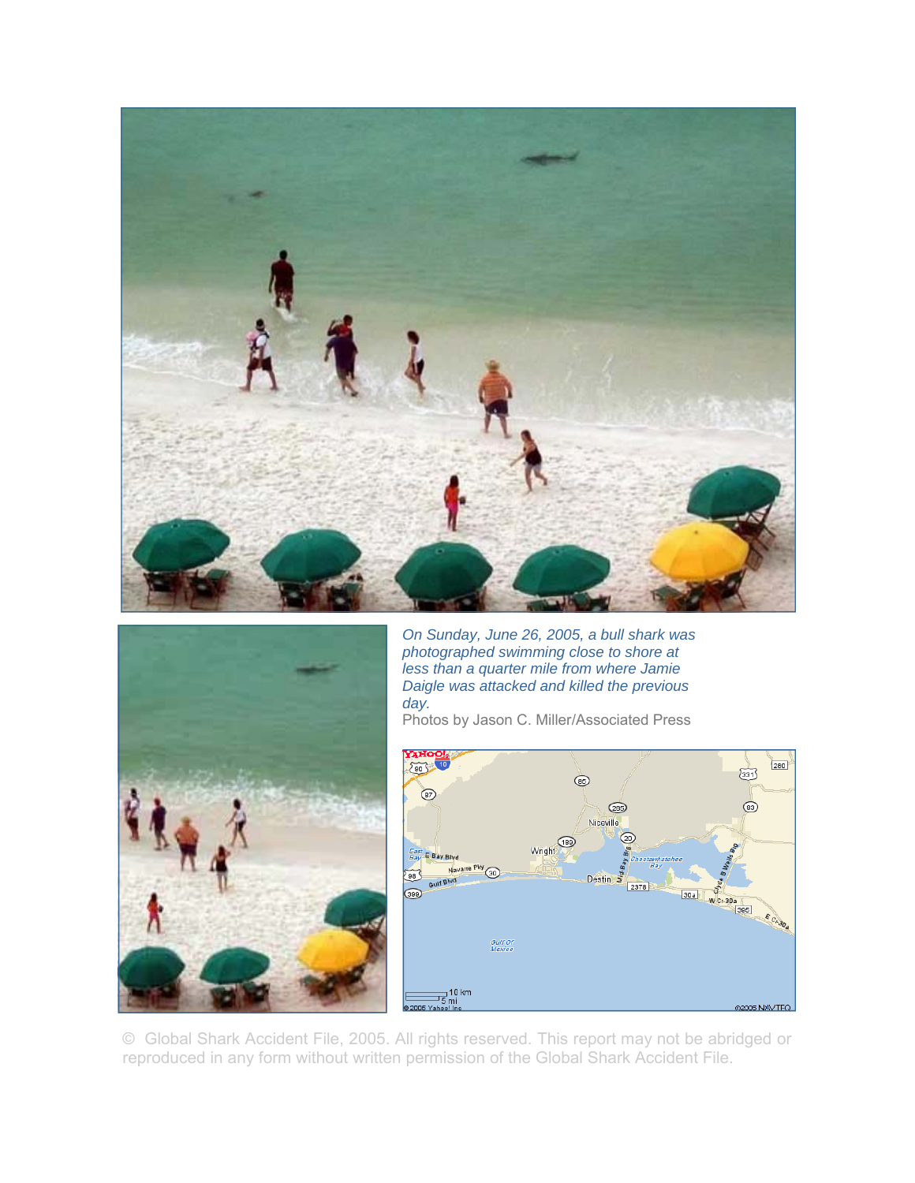*On Sunday, June 26, 2005, a bull shark was photographed swimming close to shore at less than a quarter mile from where Jamie Daigle was attacked and killed the previous day.*

Photos by Jason C. Miller/Associated Press

© Global Shark Accident File, 2005. All rights reserved. This report may not be abridged or reproduced in any form without written permission of the Global Shark Accident File.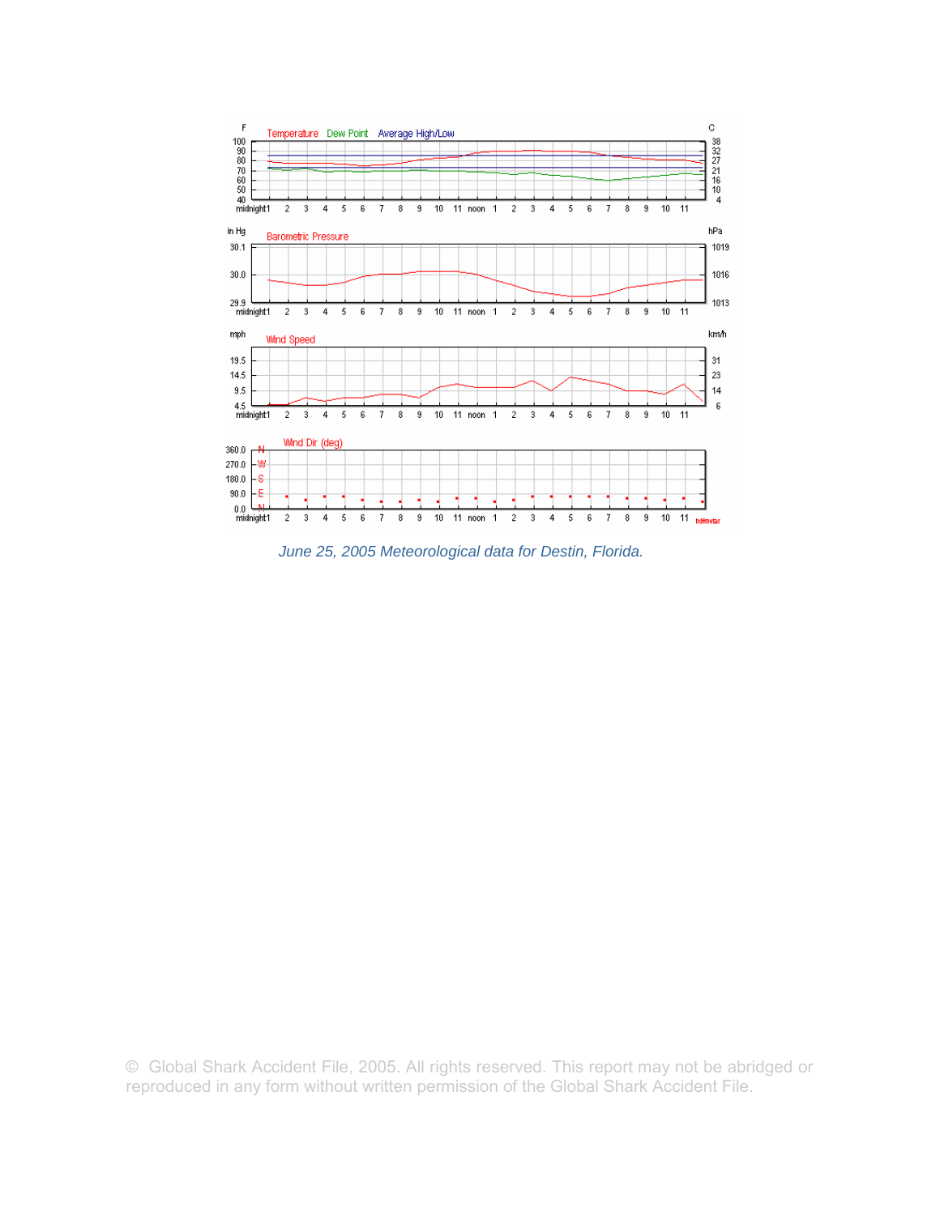F

Temperature Dew Point Average High/Low

C

100
90
80
70
60
50
40

38
32
27
21
16
10
4

midnight 1 2 3 4 5 6 7 8 9 10 11 noon 1 2 3 4 5 6 7 8 9 10 11

in Hg

Barometric Pressure

hPa

30.1
30.0
29.9

1019
1016
1013

midnight 1 2 3 4 5 6 7 8 9 10 11 noon 1 2 3 4 5 6 7 8 9 10 11

mph

Wind Speed

km/h

19.5
14.5
9.5
4.5

31
23
14
6

midnight 1 2 3 4 5 6 7 8 9 10 11 noon 1 2 3 4 5 6 7 8 9 10 11

Wind Dir (deg)

360.0 N
270.0 W
180.0 S
90.0 E
0.0 N

midnight 1 2 3 4 5 6 7 8 9 10 11 noon 1 2 3 4 5 6 7 8 9 10 11

hdfmetar

*June 25, 2005 Meteorological data for Destin, Florida.*

© Global Shark Accident File, 2005. All rights reserved. This report may not be abridged or reproduced in any form without written permission of the Global Shark Accident File.